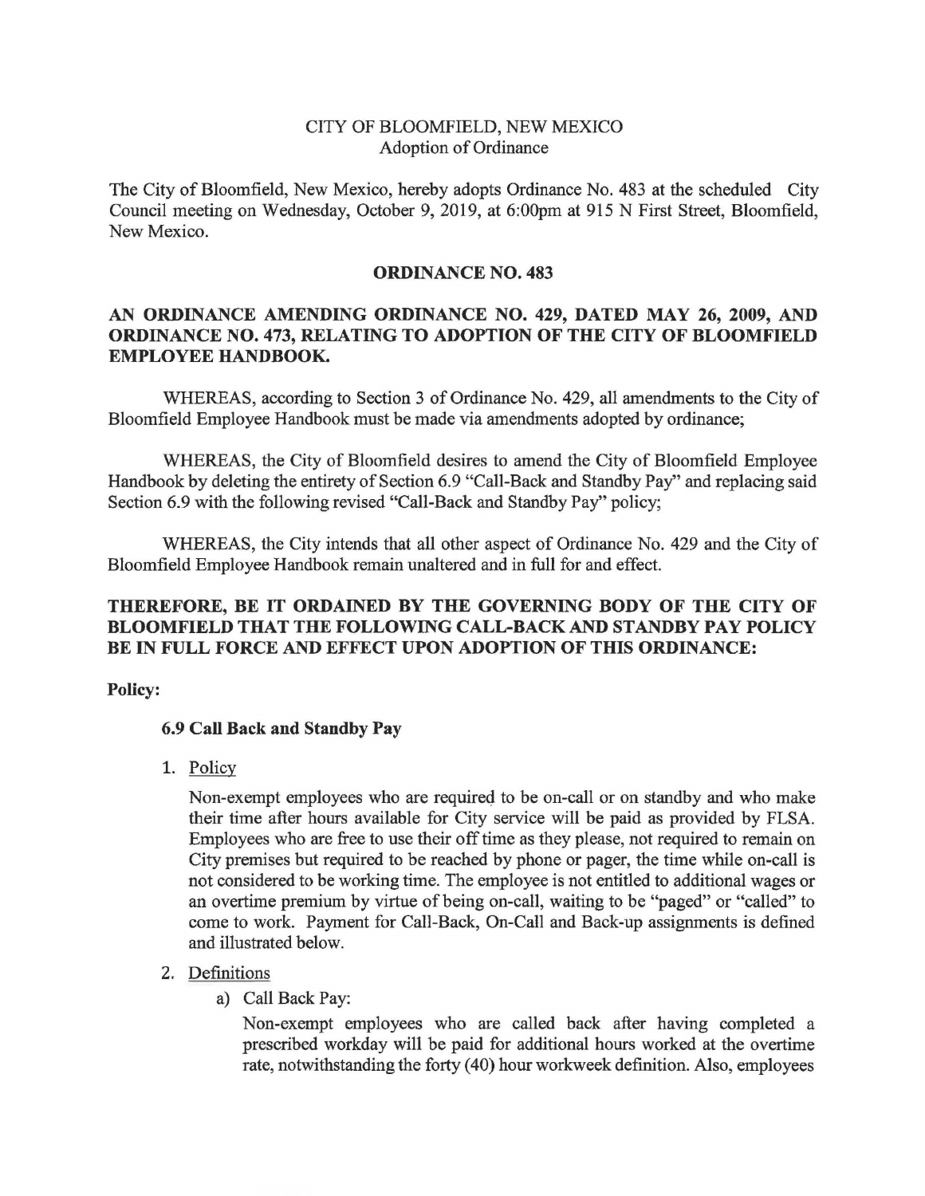CITY OF BLOOMFIELD, NEW MEXICO
Adoption of Ordinance

The City of Bloomfield, New Mexico, hereby adopts Ordinance No. 483 at the scheduled City Council meeting on Wednesday, October 9, 2019, at 6:00pm at 915 N First Street, Bloomfield, New Mexico.

## ORDINANCE NO. 483

## AN ORDINANCE AMENDING ORDINANCE NO. 429, DATED MAY 26, 2009, AND ORDINANCE NO. 473, RELATING TO ADOPTION OF THE CITY OF BLOOMFIELD EMPLOYEE HANDBOOK.

WHEREAS, according to Section 3 of Ordinance No. 429, all amendments to the City of Bloomfield Employee Handbook must be made via amendments adopted by ordinance;

WHEREAS, the City of Bloomfield desires to amend the City of Bloomfield Employee Handbook by deleting the entirety of Section 6.9 "Call-Back and Standby Pay" and replacing said Section 6.9 with the following revised "Call-Back and Standby Pay" policy;

WHEREAS, the City intends that all other aspect of Ordinance No. 429 and the City of Bloomfield Employee Handbook remain unaltered and in full for and effect.

**THEREFORE, BE IT ORDAINED BY THE GOVERNING BODY OF THE CITY OF BLOOMFIELD THAT THE FOLLOWING CALL-BACK AND STANDBY PAY POLICY BE IN FULL FORCE AND EFFECT UPON ADOPTION OF THIS ORDINANCE:**

**Policy:**

### 6.9 Call Back and Standby Pay

1. Policy

   Non-exempt employees who are required to be on-call or on standby and who make their time after hours available for City service will be paid as provided by FLSA. Employees who are free to use their off time as they please, not required to remain on City premises but required to be reached by phone or pager, the time while on-call is not considered to be working time. The employee is not entitled to additional wages or an overtime premium by virtue of being on-call, waiting to be "paged" or "called" to come to work. Payment for Call-Back, On-Call and Back-up assignments is defined and illustrated below.

2. Definitions

   a) Call Back Pay:

      Non-exempt employees who are called back after having completed a prescribed workday will be paid for additional hours worked at the overtime rate, notwithstanding the forty (40) hour workweek definition. Also, employees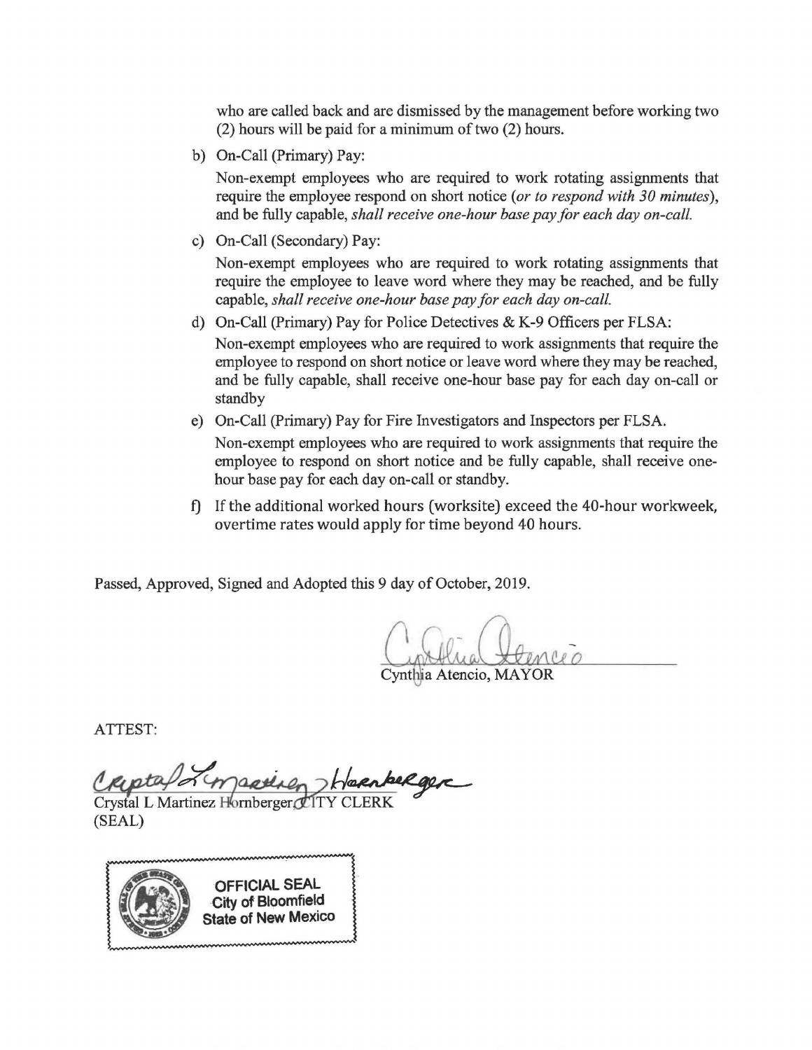who are called back and are dismissed by the management before working two (2) hours will be paid for a minimum of two (2) hours.

b) On-Call (Primary) Pay:

   Non-exempt employees who are required to work rotating assignments that require the employee respond on short notice (*or to respond with 30 minutes*), and be fully capable, *shall receive one-hour base pay for each day on-call.*

c) On-Call (Secondary) Pay:

   Non-exempt employees who are required to work rotating assignments that require the employee to leave word where they may be reached, and be fully capable, *shall receive one-hour base pay for each day on-call.*

d) On-Call (Primary) Pay for Police Detectives & K-9 Officers per FLSA:

   Non-exempt employees who are required to work assignments that require the employee to respond on short notice or leave word where they may be reached, and be fully capable, shall receive one-hour base pay for each day on-call or standby

e) On-Call (Primary) Pay for Fire Investigators and Inspectors per FLSA.

   Non-exempt employees who are required to work assignments that require the employee to respond on short notice and be fully capable, shall receive one-hour base pay for each day on-call or standby.

f) If the additional worked hours (worksite) exceed the 40-hour workweek, overtime rates would apply for time beyond 40 hours.

Passed, Approved, Signed and Adopted this 9 day of October, 2019.

Cynthia Atencio, MAYOR

ATTEST:

Crystal L Martinez Hornberger, CITY CLERK

(SEAL)

OFFICIAL SEAL
City of Bloomfield
State of New Mexico